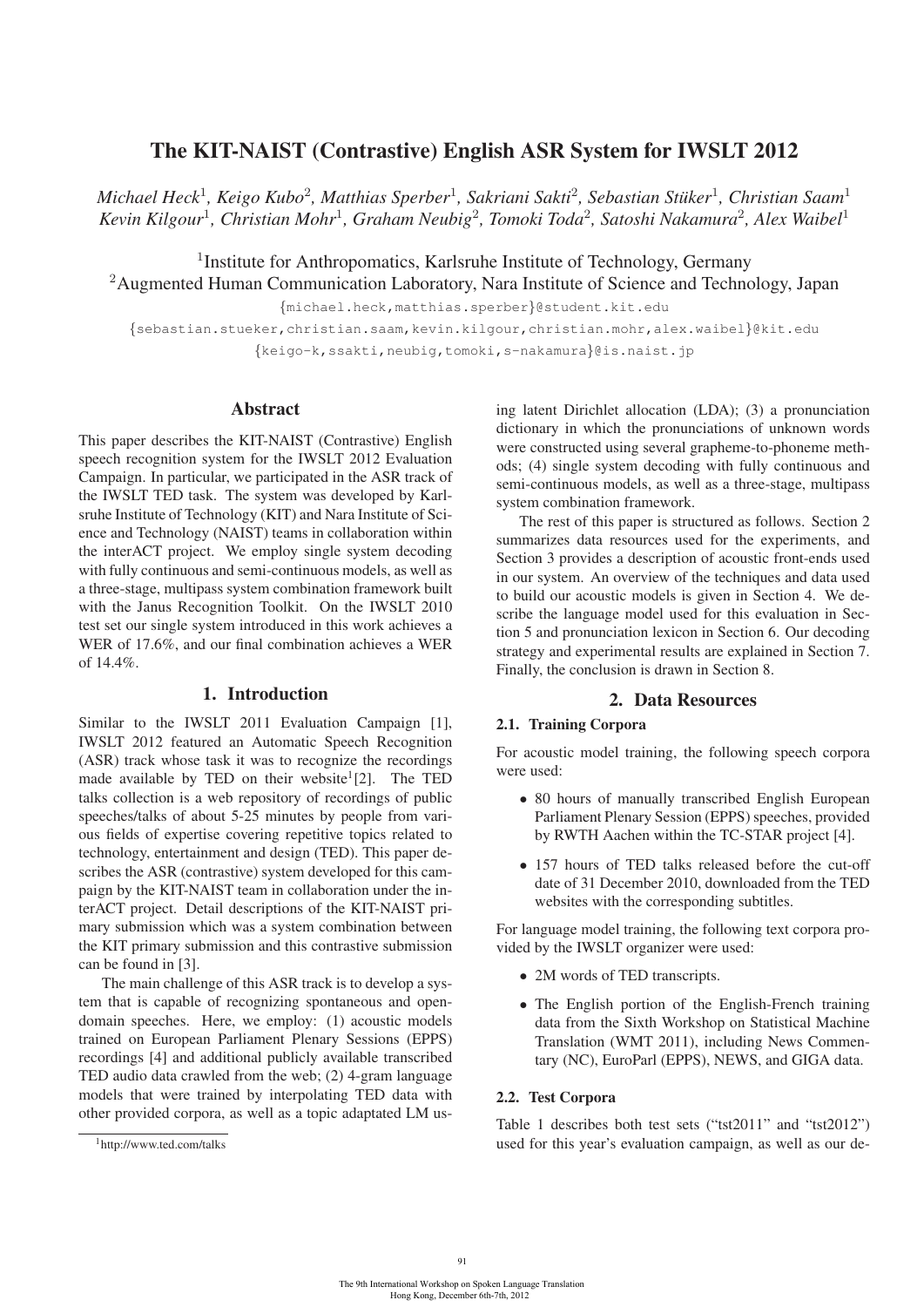# The KIT-NAIST (Contrastive) English ASR System for IWSLT 2012

*Michael Heck*[1], *Keigo Kubo*[2], *Matthias Sperber*[1], *Sakriani Sakti*[2], *Sebastian Stüker*[1], *Christian Saam*[1]
*Kevin Kilgour*[1], *Christian Mohr*[1], *Graham Neubig*[2], *Tomoki Toda*[2], *Satoshi Nakamura*[2], *Alex Waibel*[1]

[1]Institute for Anthropomatics, Karlsruhe Institute of Technology, Germany
[2]Augmented Human Communication Laboratory, Nara Institute of Science and Technology, Japan

{michael.heck,matthias.sperber}@student.kit.edu
{sebastian.stueker,christian.saam,kevin.kilgour,christian.mohr,alex.waibel}@kit.edu
{keigo-k,ssakti,neubig,tomoki,s-nakamura}@is.naist.jp

## Abstract

This paper describes the KIT-NAIST (Contrastive) English speech recognition system for the IWSLT 2012 Evaluation Campaign. In particular, we participated in the ASR track of the IWSLT TED task. The system was developed by Karlsruhe Institute of Technology (KIT) and Nara Institute of Science and Technology (NAIST) teams in collaboration within the interACT project. We employ single system decoding with fully continuous and semi-continuous models, as well as a three-stage, multipass system combination framework built with the Janus Recognition Toolkit. On the IWSLT 2010 test set our single system introduced in this work achieves a WER of 17.6%, and our final combination achieves a WER of 14.4%.

## 1. Introduction

Similar to the IWSLT 2011 Evaluation Campaign [1], IWSLT 2012 featured an Automatic Speech Recognition (ASR) track whose task it was to recognize the recordings made available by TED on their website[1][2]. The TED talks collection is a web repository of recordings of public speeches/talks of about 5-25 minutes by people from various fields of expertise covering repetitive topics related to technology, entertainment and design (TED). This paper describes the ASR (contrastive) system developed for this campaign by the KIT-NAIST team in collaboration under the interACT project. Detail descriptions of the KIT-NAIST primary submission which was a system combination between the KIT primary submission and this contrastive submission can be found in [3].

The main challenge of this ASR track is to develop a system that is capable of recognizing spontaneous and open-domain speeches. Here, we employ: (1) acoustic models trained on European Parliament Plenary Sessions (EPPS) recordings [4] and additional publicly available transcribed TED audio data crawled from the web; (2) 4-gram language models that were trained by interpolating TED data with other provided corpora, as well as a topic adaptated LM using latent Dirichlet allocation (LDA); (3) a pronunciation dictionary in which the pronunciations of unknown words were constructed using several grapheme-to-phoneme methods; (4) single system decoding with fully continuous and semi-continuous models, as well as a three-stage, multipass system combination framework.

The rest of this paper is structured as follows. Section 2 summarizes data resources used for the experiments, and Section 3 provides a description of acoustic front-ends used in our system. An overview of the techniques and data used to build our acoustic models is given in Section 4. We describe the language model used for this evaluation in Section 5 and pronunciation lexicon in Section 6. Our decoding strategy and experimental results are explained in Section 7. Finally, the conclusion is drawn in Section 8.

[1]http://www.ted.com/talks

## 2. Data Resources

### 2.1. Training Corpora

For acoustic model training, the following speech corpora were used:

- 80 hours of manually transcribed English European Parliament Plenary Session (EPPS) speeches, provided by RWTH Aachen within the TC-STAR project [4].
- 157 hours of TED talks released before the cut-off date of 31 December 2010, downloaded from the TED websites with the corresponding subtitles.

For language model training, the following text corpora provided by the IWSLT organizer were used:

- 2M words of TED transcripts.
- The English portion of the English-French training data from the Sixth Workshop on Statistical Machine Translation (WMT 2011), including News Commentary (NC), EuroParl (EPPS), NEWS, and GIGA data.

### 2.2. Test Corpora

Table 1 describes both test sets ("tst2011" and "tst2012") used for this year's evaluation campaign, as well as our de-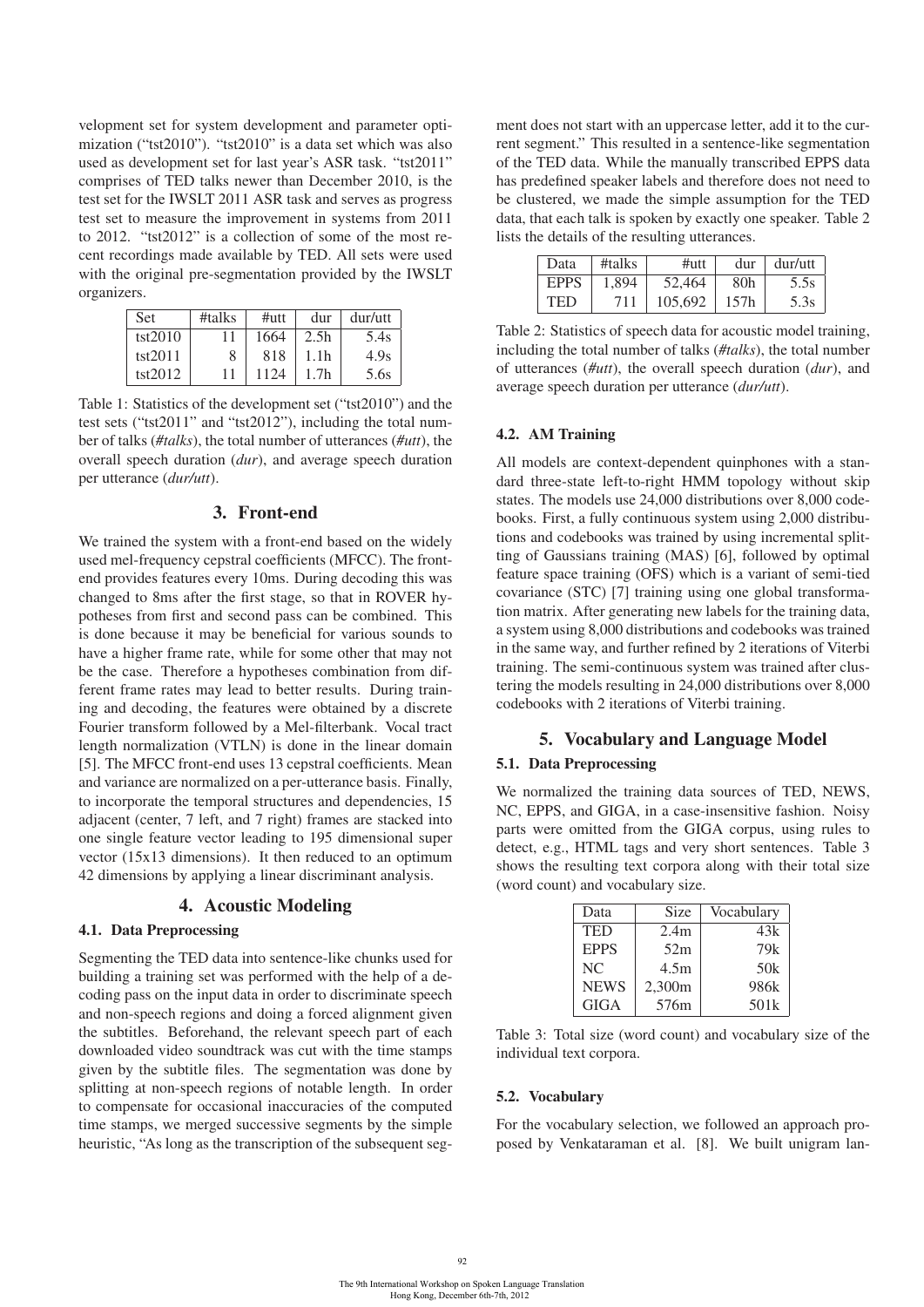velopment set for system development and parameter optimization ("tst2010"). "tst2010" is a data set which was also used as development set for last year's ASR task. "tst2011" comprises of TED talks newer than December 2010, is the test set for the IWSLT 2011 ASR task and serves as progress test set to measure the improvement in systems from 2011 to 2012. "tst2012" is a collection of some of the most recent recordings made available by TED. All sets were used with the original pre-segmentation provided by the IWSLT organizers.

| Set | #talks | #utt | dur | dur/utt |
|---|---|---|---|---|
| tst2010 | 11 | 1664 | 2.5h | 5.4s |
| tst2011 | 8 | 818 | 1.1h | 4.9s |
| tst2012 | 11 | 1124 | 1.7h | 5.6s |

Table 1: Statistics of the development set ("tst2010") and the test sets ("tst2011" and "tst2012"), including the total number of talks (*#talks*), the total number of utterances (*#utt*), the overall speech duration (*dur*), and average speech duration per utterance (*dur/utt*).

## 3. Front-end

We trained the system with a front-end based on the widely used mel-frequency cepstral coefficients (MFCC). The front-end provides features every 10ms. During decoding this was changed to 8ms after the first stage, so that in ROVER hypotheses from first and second pass can be combined. This is done because it may be beneficial for various sounds to have a higher frame rate, while for some other that may not be the case. Therefore a hypotheses combination from different frame rates may lead to better results. During training and decoding, the features were obtained by a discrete Fourier transform followed by a Mel-filterbank. Vocal tract length normalization (VTLN) is done in the linear domain [5]. The MFCC front-end uses 13 cepstral coefficients. Mean and variance are normalized on a per-utterance basis. Finally, to incorporate the temporal structures and dependencies, 15 adjacent (center, 7 left, and 7 right) frames are stacked into one single feature vector leading to 195 dimensional super vector (15x13 dimensions). It then reduced to an optimum 42 dimensions by applying a linear discriminant analysis.

## 4. Acoustic Modeling

### 4.1. Data Preprocessing

Segmenting the TED data into sentence-like chunks used for building a training set was performed with the help of a decoding pass on the input data in order to discriminate speech and non-speech regions and doing a forced alignment given the subtitles. Beforehand, the relevant speech part of each downloaded video soundtrack was cut with the time stamps given by the subtitle files. The segmentation was done by splitting at non-speech regions of notable length. In order to compensate for occasional inaccuracies of the computed time stamps, we merged successive segments by the simple heuristic, "As long as the transcription of the subsequent segment does not start with an uppercase letter, add it to the current segment." This resulted in a sentence-like segmentation of the TED data. While the manually transcribed EPPS data has predefined speaker labels and therefore does not need to be clustered, we made the simple assumption for the TED data, that each talk is spoken by exactly one speaker. Table 2 lists the details of the resulting utterances.

| Data | #talks | #utt | dur | dur/utt |
|---|---|---|---|---|
| EPPS | 1,894 | 52,464 | 80h | 5.5s |
| TED | 711 | 105,692 | 157h | 5.3s |

Table 2: Statistics of speech data for acoustic model training, including the total number of talks (*#talks*), the total number of utterances (*#utt*), the overall speech duration (*dur*), and average speech duration per utterance (*dur/utt*).

### 4.2. AM Training

All models are context-dependent quinphones with a standard three-state left-to-right HMM topology without skip states. The models use 24,000 distributions over 8,000 codebooks. First, a fully continuous system using 2,000 distributions and codebooks was trained by using incremental splitting of Gaussians training (MAS) [6], followed by optimal feature space training (OFS) which is a variant of semi-tied covariance (STC) [7] training using one global transformation matrix. After generating new labels for the training data, a system using 8,000 distributions and codebooks was trained in the same way, and further refined by 2 iterations of Viterbi training. The semi-continuous system was trained after clustering the models resulting in 24,000 distributions over 8,000 codebooks with 2 iterations of Viterbi training.

## 5. Vocabulary and Language Model

### 5.1. Data Preprocessing

We normalized the training data sources of TED, NEWS, NC, EPPS, and GIGA, in a case-insensitive fashion. Noisy parts were omitted from the GIGA corpus, using rules to detect, e.g., HTML tags and very short sentences. Table 3 shows the resulting text corpora along with their total size (word count) and vocabulary size.

| Data | Size | Vocabulary |
|---|---|---|
| TED | 2.4m | 43k |
| EPPS | 52m | 79k |
| NC | 4.5m | 50k |
| NEWS | 2,300m | 986k |
| GIGA | 576m | 501k |

Table 3: Total size (word count) and vocabulary size of the individual text corpora.

### 5.2. Vocabulary

For the vocabulary selection, we followed an approach proposed by Venkataraman et al. [8]. We built unigram lan-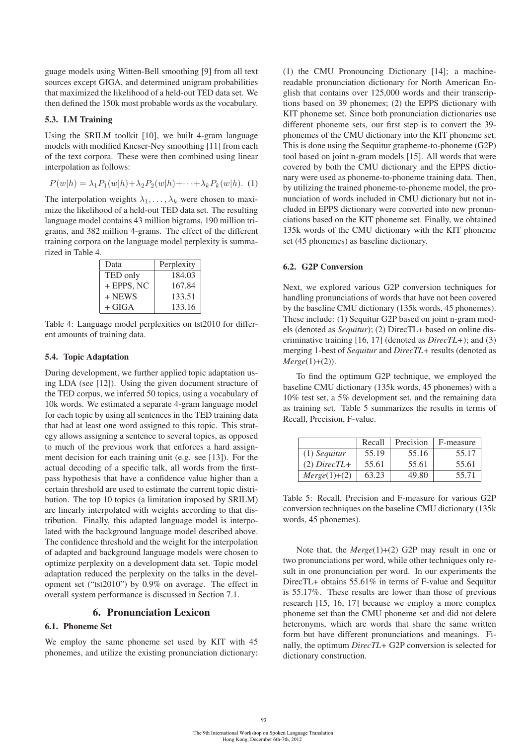guage models using Witten-Bell smoothing [9] from all text sources except GIGA, and determined unigram probabilities that maximized the likelihood of a held-out TED data set. We then defined the 150k most probable words as the vocabulary.

### 5.3. LM Training

Using the SRILM toolkit [10], we built 4-gram language models with modified Kneser-Ney smoothing [11] from each of the text corpora. These were then combined using linear interpolation as follows:

$$P(w|h) = \lambda_1 P_1(w|h) + \lambda_2 P_2(w|h) + \cdots + \lambda_k P_k(w|h). \quad (1)$$

The interpolation weights $\lambda_1, \ldots, \lambda_k$ were chosen to maximize the likelihood of a held-out TED data set. The resulting language model contains 43 million bigrams, 190 million trigrams, and 382 million 4-grams. The effect of the different training corpora on the language model perplexity is summarized in Table 4.

| Data | Perplexity |
| --- | --- |
| TED only | 184.03 |
| + EPPS, NC | 167.84 |
| + NEWS | 133.51 |
| + GIGA | 133.16 |

Table 4: Language model perplexities on tst2010 for different amounts of training data.

### 5.4. Topic Adaptation

During development, we further applied topic adaptation using LDA (see [12]). Using the given document structure of the TED corpus, we inferred 50 topics, using a vocabulary of 10k words. We estimated a separate 4-gram language model for each topic by using all sentences in the TED training data that had at least one word assigned to this topic. This strategy allows assigning a sentence to several topics, as opposed to much of the previous work that enforces a hard assignment decision for each training unit (e.g. see [13]). For the actual decoding of a specific talk, all words from the first-pass hypothesis that have a confidence value higher than a certain threshold are used to estimate the current topic distribution. The top 10 topics (a limitation imposed by SRILM) are linearly interpolated with weights according to that distribution. Finally, this adapted language model is interpolated with the background language model described above. The confidence threshold and the weight for the interpolation of adapted and background language models were chosen to optimize perplexity on a development data set. Topic model adaptation reduced the perplexity on the talks in the development set ("tst2010") by 0.9% on average. The effect in overall system performance is discussed in Section 7.1.

## 6. Pronunciation Lexicon

### 6.1. Phoneme Set

We employ the same phoneme set used by KIT with 45 phonemes, and utilize the existing pronunciation dictionary: (1) the CMU Pronouncing Dictionary [14]; a machine-readable pronunciation dictionary for North American English that contains over 125,000 words and their transcriptions based on 39 phonemes; (2) the EPPS dictionary with KIT phoneme set. Since both pronunciation dictionaries use different phoneme sets, our first step is to convert the 39-phonemes of the CMU dictionary into the KIT phoneme set. This is done using the Sequitur grapheme-to-phoneme (G2P) tool based on joint n-gram models [15]. All words that were covered by both the CMU dictionary and the EPPS dictionary were used as phoneme-to-phoneme training data. Then, by utilizing the trained phoneme-to-phoneme model, the pronunciation of words included in CMU dictionary but not included in EPPS dictionary were converted into new pronunciations based on the KIT phoneme set. Finally, we obtained 135k words of the CMU dictionary with the KIT phoneme set (45 phonemes) as baseline dictionary.

### 6.2. G2P Conversion

Next, we explored various G2P conversion techniques for handling pronunciations of words that have not been covered by the baseline CMU dictionary (135k words, 45 phonemes). These include: (1) Sequitur G2P based on joint n-gram models (denoted as *Sequitur*); (2) DirecTL+ based on online discriminative training [16, 17] (denoted as *DirecTL+*); and (3) merging 1-best of *Sequitur* and *DirecTL+* results (denoted as *Merge*(1)+(2)).

To find the optimum G2P technique, we employed the baseline CMU dictionary (135k words, 45 phonemes) with a 10% test set, a 5% development set, and the remaining data as training set. Table 5 summarizes the results in terms of Recall, Precision, F-value.

| | Recall | Precision | F-measure |
| --- | --- | --- | --- |
| (1) *Sequitur* | 55.19 | 55.16 | 55.17 |
| (2) *DirecTL+* | 55.61 | 55.61 | 55.61 |
| *Merge*(1)+(2) | 63.23 | 49.80 | 55.71 |

Table 5: Recall, Precision and F-measure for various G2P conversion techniques on the baseline CMU dictionary (135k words, 45 phonemes).

Note that, the *Merge*(1)+(2) G2P may result in one or two pronunciations per word, while other techniques only result in one pronunciation per word. In our experiments the DirecTL+ obtains 55.61% in terms of F-value and Sequitur is 55.17%. These results are lower than those of previous research [15, 16, 17] because we employ a more complex phoneme set than the CMU phoneme set and did not delete heteronyms, which are words that share the same written form but have different pronunciations and meanings. Finally, the optimum *DirecTL+* G2P conversion is selected for dictionary construction.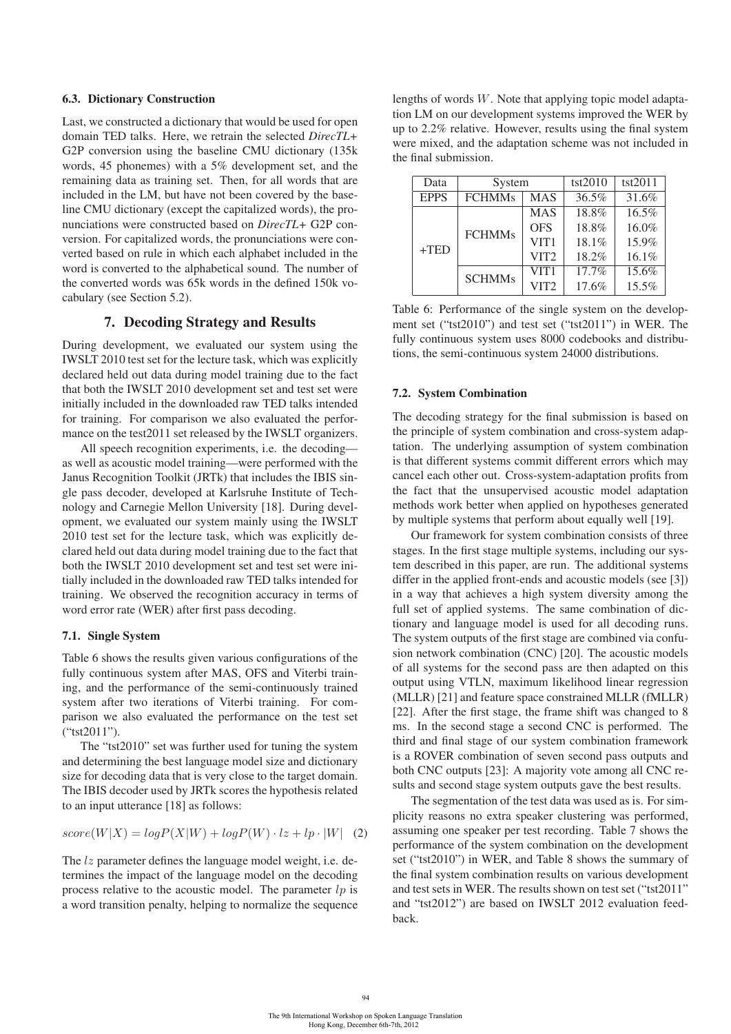### 6.3. Dictionary Construction

Last, we constructed a dictionary that would be used for open domain TED talks. Here, we retrain the selected *DirecTL+* G2P conversion using the baseline CMU dictionary (135k words, 45 phonemes) with a 5% development set, and the remaining data as training set. Then, for all words that are included in the LM, but have not been covered by the baseline CMU dictionary (except the capitalized words), the pronunciations were constructed based on *DirecTL+* G2P conversion. For capitalized words, the pronunciations were converted based on rule in which each alphabet included in the word is converted to the alphabetical sound. The number of the converted words was 65k words in the defined 150k vocabulary (see Section 5.2).

## 7. Decoding Strategy and Results

During development, we evaluated our system using the IWSLT 2010 test set for the lecture task, which was explicitly declared held out data during model training due to the fact that both the IWSLT 2010 development set and test set were initially included in the downloaded raw TED talks intended for training. For comparison we also evaluated the performance on the test2011 set released by the IWSLT organizers.

All speech recognition experiments, i.e. the decoding—as well as acoustic model training—were performed with the Janus Recognition Toolkit (JRTk) that includes the IBIS single pass decoder, developed at Karlsruhe Institute of Technology and Carnegie Mellon University [18]. During development, we evaluated our system mainly using the IWSLT 2010 test set for the lecture task, which was explicitly declared held out data during model training due to the fact that both the IWSLT 2010 development set and test set were initially included in the downloaded raw TED talks intended for training. We observed the recognition accuracy in terms of word error rate (WER) after first pass decoding.

### 7.1. Single System

Table 6 shows the results given various configurations of the fully continuous system after MAS, OFS and Viterbi training, and the performance of the semi-continuously trained system after two iterations of Viterbi training. For comparison we also evaluated the performance on the test set ("tst2011").

The "tst2010" set was further used for tuning the system and determining the best language model size and dictionary size for decoding data that is very close to the target domain. The IBIS decoder used by JRTk scores the hypothesis related to an input utterance [18] as follows:

$$score(W|X) = logP(X|W) + logP(W) \cdot lz + lp \cdot |W| \quad (2)$$

The $lz$ parameter defines the language model weight, i.e. determines the impact of the language model on the decoding process relative to the acoustic model. The parameter $lp$ is a word transition penalty, helping to normalize the sequence lengths of words $W$. Note that applying topic model adaptation LM on our development systems improved the WER by up to 2.2% relative. However, results using the final system were mixed, and the adaptation scheme was not included in the final submission.

| Data | System | | tst2010 | tst2011 |
|---|---|---|---|---|
| EPPS | FCHMMs | MAS | 36.5% | 31.6% |
| +TED | FCHMMs | MAS | 18.8% | 16.5% |
| | | OFS | 18.8% | 16.0% |
| | | VIT1 | 18.1% | 15.9% |
| | | VIT2 | 18.2% | 16.1% |
| | SCHMMs | VIT1 | 17.7% | 15.6% |
| | | VIT2 | 17.6% | 15.5% |

Table 6: Performance of the single system on the development set ("tst2010") and test set ("tst2011") in WER. The fully continuous system uses 8000 codebooks and distributions, the semi-continuous system 24000 distributions.

### 7.2. System Combination

The decoding strategy for the final submission is based on the principle of system combination and cross-system adaptation. The underlying assumption of system combination is that different systems commit different errors which may cancel each other out. Cross-system-adaptation profits from the fact that the unsupervised acoustic model adaptation methods work better when applied on hypotheses generated by multiple systems that perform about equally well [19].

Our framework for system combination consists of three stages. In the first stage multiple systems, including our system described in this paper, are run. The additional systems differ in the applied front-ends and acoustic models (see [3]) in a way that achieves a high system diversity among the full set of applied systems. The same combination of dictionary and language model is used for all decoding runs. The system outputs of the first stage are combined via confusion network combination (CNC) [20]. The acoustic models of all systems for the second pass are then adapted on this output using VTLN, maximum likelihood linear regression (MLLR) [21] and feature space constrained MLLR (fMLLR) [22]. After the first stage, the frame shift was changed to 8 ms. In the second stage a second CNC is performed. The third and final stage of our system combination framework is a ROVER combination of seven second pass outputs and both CNC outputs [23]: A majority vote among all CNC results and second stage system outputs gave the best results.

The segmentation of the test data was used as is. For simplicity reasons no extra speaker clustering was performed, assuming one speaker per test recording. Table 7 shows the performance of the system combination on the development set ("tst2010") in WER, and Table 8 shows the summary of the final system combination results on various development and test sets in WER. The results shown on test set ("tst2011" and "tst2012") are based on IWSLT 2012 evaluation feedback.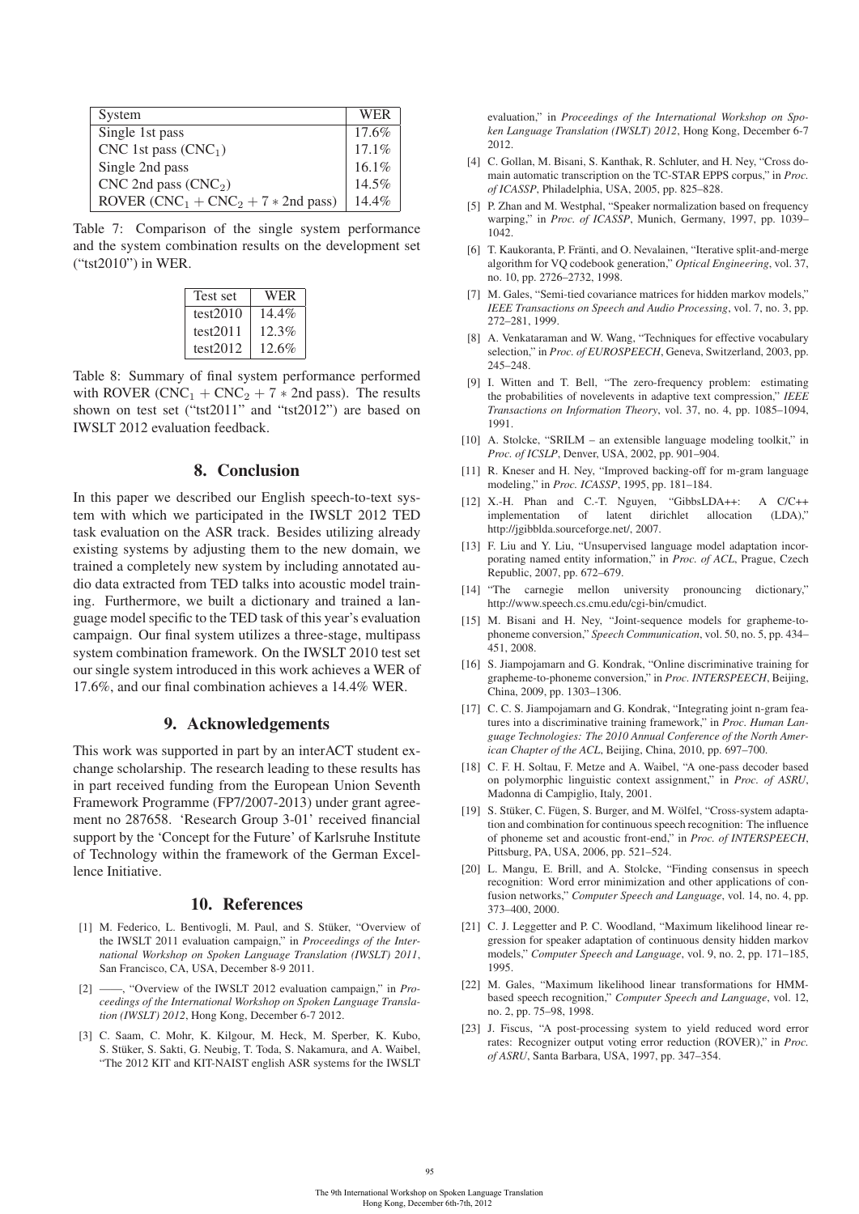| System | WER |
|---|---|
| Single 1st pass | 17.6% |
| CNC 1st pass ($\text{CNC}_1$) | 17.1% |
| Single 2nd pass | 16.1% |
| CNC 2nd pass ($\text{CNC}_2$) | 14.5% |
| ROVER ($\text{CNC}_1 + \text{CNC}_2 + 7 * \text{2nd pass}$) | 14.4% |

Table 7: Comparison of the single system performance and the system combination results on the development set ("tst2010") in WER.

| Test set | WER |
|---|---|
| test2010 | 14.4% |
| test2011 | 12.3% |
| test2012 | 12.6% |

Table 8: Summary of final system performance performed with ROVER ($\text{CNC}_1 + \text{CNC}_2 + 7 * \text{2nd pass}$). The results shown on test set ("tst2011" and "tst2012") are based on IWSLT 2012 evaluation feedback.

## 8. Conclusion

In this paper we described our English speech-to-text system with which we participated in the IWSLT 2012 TED task evaluation on the ASR track. Besides utilizing already existing systems by adjusting them to the new domain, we trained a completely new system by including annotated audio data extracted from TED talks into acoustic model training. Furthermore, we built a dictionary and trained a language model specific to the TED task of this year's evaluation campaign. Our final system utilizes a three-stage, multipass system combination framework. On the IWSLT 2010 test set our single system introduced in this work achieves a WER of 17.6%, and our final combination achieves a 14.4% WER.

## 9. Acknowledgements

This work was supported in part by an interACT student exchange scholarship. The research leading to these results has in part received funding from the European Union Seventh Framework Programme (FP7/2007-2013) under grant agreement no 287658. 'Research Group 3-01' received financial support by the 'Concept for the Future' of Karlsruhe Institute of Technology within the framework of the German Excellence Initiative.

## 10. References

[1] M. Federico, L. Bentivogli, M. Paul, and S. Stüker, "Overview of the IWSLT 2011 evaluation campaign," in *Proceedings of the International Workshop on Spoken Language Translation (IWSLT) 2011*, San Francisco, CA, USA, December 8-9 2011.

[2] ——, "Overview of the IWSLT 2012 evaluation campaign," in *Proceedings of the International Workshop on Spoken Language Translation (IWSLT) 2012*, Hong Kong, December 6-7 2012.

[3] C. Saam, C. Mohr, K. Kilgour, M. Heck, M. Sperber, K. Kubo, S. Stüker, S. Sakti, G. Neubig, T. Toda, S. Nakamura, and A. Waibel, "The 2012 KIT and KIT-NAIST english ASR systems for the IWSLT evaluation," in *Proceedings of the International Workshop on Spoken Language Translation (IWSLT) 2012*, Hong Kong, December 6-7 2012.

[4] C. Gollan, M. Bisani, S. Kanthak, R. Schluter, and H. Ney, "Cross domain automatic transcription on the TC-STAR EPPS corpus," in *Proc. of ICASSP*, Philadelphia, USA, 2005, pp. 825–828.

[5] P. Zhan and M. Westphal, "Speaker normalization based on frequency warping," in *Proc. of ICASSP*, Munich, Germany, 1997, pp. 1039–1042.

[6] T. Kaukoranta, P. Fränti, and O. Nevalainen, "Iterative split-and-merge algorithm for VQ codebook generation," *Optical Engineering*, vol. 37, no. 10, pp. 2726–2732, 1998.

[7] M. Gales, "Semi-tied covariance matrices for hidden markov models," *IEEE Transactions on Speech and Audio Processing*, vol. 7, no. 3, pp. 272–281, 1999.

[8] A. Venkataraman and W. Wang, "Techniques for effective vocabulary selection," in *Proc. of EUROSPEECH*, Geneva, Switzerland, 2003, pp. 245–248.

[9] I. Witten and T. Bell, "The zero-frequency problem: estimating the probabilities of novelevents in adaptive text compression," *IEEE Transactions on Information Theory*, vol. 37, no. 4, pp. 1085–1094, 1991.

[10] A. Stolcke, "SRILM – an extensible language modeling toolkit," in *Proc. of ICSLP*, Denver, USA, 2002, pp. 901–904.

[11] R. Kneser and H. Ney, "Improved backing-off for m-gram language modeling," in *Proc. ICASSP*, 1995, pp. 181–184.

[12] X.-H. Phan and C.-T. Nguyen, "GibbsLDA++: A C/C++ implementation of latent dirichlet allocation (LDA)," http://jgibblda.sourceforge.net/, 2007.

[13] F. Liu and Y. Liu, "Unsupervised language model adaptation incorporating named entity information," in *Proc. of ACL*, Prague, Czech Republic, 2007, pp. 672–679.

[14] "The carnegie mellon university pronouncing dictionary," http://www.speech.cs.cmu.edu/cgi-bin/cmudict.

[15] M. Bisani and H. Ney, "Joint-sequence models for grapheme-to-phoneme conversion," *Speech Communication*, vol. 50, no. 5, pp. 434–451, 2008.

[16] S. Jiampojamarn and G. Kondrak, "Online discriminative training for grapheme-to-phoneme conversion," in *Proc. INTERSPEECH*, Beijing, China, 2009, pp. 1303–1306.

[17] C. C. S. Jiampojamarn and G. Kondrak, "Integrating joint n-gram features into a discriminative training framework," in *Proc. Human Language Technologies: The 2010 Annual Conference of the North American Chapter of the ACL*, Beijing, China, 2010, pp. 697–700.

[18] C. F. H. Soltau, F. Metze and A. Waibel, "A one-pass decoder based on polymorphic linguistic context assignment," in *Proc. of ASRU*, Madonna di Campiglio, Italy, 2001.

[19] S. Stüker, C. Fügen, S. Burger, and M. Wölfel, "Cross-system adaptation and combination for continuous speech recognition: The influence of phoneme set and acoustic front-end," in *Proc. of INTERSPEECH*, Pittsburg, PA, USA, 2006, pp. 521–524.

[20] L. Mangu, E. Brill, and A. Stolcke, "Finding consensus in speech recognition: Word error minimization and other applications of confusion networks," *Computer Speech and Language*, vol. 14, no. 4, pp. 373–400, 2000.

[21] C. J. Leggetter and P. C. Woodland, "Maximum likelihood linear regression for speaker adaptation of continuous density hidden markov models," *Computer Speech and Language*, vol. 9, no. 2, pp. 171–185, 1995.

[22] M. Gales, "Maximum likelihood linear transformations for HMM-based speech recognition," *Computer Speech and Language*, vol. 12, no. 2, pp. 75–98, 1998.

[23] J. Fiscus, "A post-processing system to yield reduced word error rates: Recognizer output voting error reduction (ROVER)," in *Proc. of ASRU*, Santa Barbara, USA, 1997, pp. 347–354.